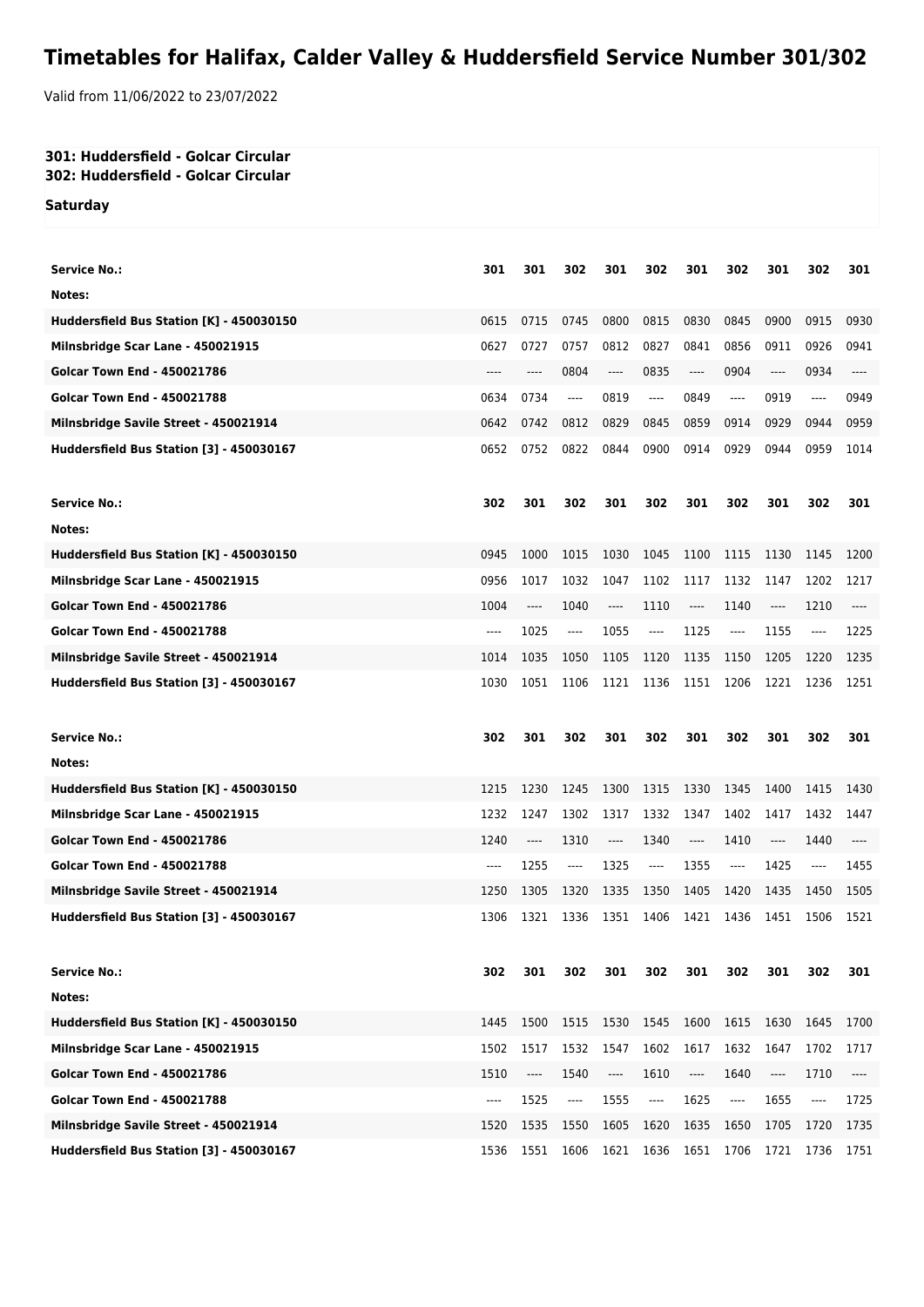# Timetables for Halifax, Calder Valley & Huddersfield Service Number 301/302

Valid from 11/06/2022 to 23/07/2022

**301: Huddersfield - Golcar Circular**
**302: Huddersfield - Golcar Circular**

**Saturday**

| **Service No.:** | **301** | **301** | **302** | **301** | **302** | **301** | **302** | **301** | **302** | **301** |
|---|---|---|---|---|---|---|---|---|---|---|
| **Notes:** | | | | | | | | | | |
| **Huddersfield Bus Station [K] - 450030150** | 0615 | 0715 | 0745 | 0800 | 0815 | 0830 | 0845 | 0900 | 0915 | 0930 |
| **Milnsbridge Scar Lane - 450021915** | 0627 | 0727 | 0757 | 0812 | 0827 | 0841 | 0856 | 0911 | 0926 | 0941 |
| **Golcar Town End - 450021786** | ---- | ---- | 0804 | ---- | 0835 | ---- | 0904 | ---- | 0934 | ---- |
| **Golcar Town End - 450021788** | 0634 | 0734 | ---- | 0819 | ---- | 0849 | ---- | 0919 | ---- | 0949 |
| **Milnsbridge Savile Street - 450021914** | 0642 | 0742 | 0812 | 0829 | 0845 | 0859 | 0914 | 0929 | 0944 | 0959 |
| **Huddersfield Bus Station [3] - 450030167** | 0652 | 0752 | 0822 | 0844 | 0900 | 0914 | 0929 | 0944 | 0959 | 1014 |

| **Service No.:** | **302** | **301** | **302** | **301** | **302** | **301** | **302** | **301** | **302** | **301** |
|---|---|---|---|---|---|---|---|---|---|---|
| **Notes:** | | | | | | | | | | |
| **Huddersfield Bus Station [K] - 450030150** | 0945 | 1000 | 1015 | 1030 | 1045 | 1100 | 1115 | 1130 | 1145 | 1200 |
| **Milnsbridge Scar Lane - 450021915** | 0956 | 1017 | 1032 | 1047 | 1102 | 1117 | 1132 | 1147 | 1202 | 1217 |
| **Golcar Town End - 450021786** | 1004 | ---- | 1040 | ---- | 1110 | ---- | 1140 | ---- | 1210 | ---- |
| **Golcar Town End - 450021788** | ---- | 1025 | ---- | 1055 | ---- | 1125 | ---- | 1155 | ---- | 1225 |
| **Milnsbridge Savile Street - 450021914** | 1014 | 1035 | 1050 | 1105 | 1120 | 1135 | 1150 | 1205 | 1220 | 1235 |
| **Huddersfield Bus Station [3] - 450030167** | 1030 | 1051 | 1106 | 1121 | 1136 | 1151 | 1206 | 1221 | 1236 | 1251 |

| **Service No.:** | **302** | **301** | **302** | **301** | **302** | **301** | **302** | **301** | **302** | **301** |
|---|---|---|---|---|---|---|---|---|---|---|
| **Notes:** | | | | | | | | | | |
| **Huddersfield Bus Station [K] - 450030150** | 1215 | 1230 | 1245 | 1300 | 1315 | 1330 | 1345 | 1400 | 1415 | 1430 |
| **Milnsbridge Scar Lane - 450021915** | 1232 | 1247 | 1302 | 1317 | 1332 | 1347 | 1402 | 1417 | 1432 | 1447 |
| **Golcar Town End - 450021786** | 1240 | ---- | 1310 | ---- | 1340 | ---- | 1410 | ---- | 1440 | ---- |
| **Golcar Town End - 450021788** | ---- | 1255 | ---- | 1325 | ---- | 1355 | ---- | 1425 | ---- | 1455 |
| **Milnsbridge Savile Street - 450021914** | 1250 | 1305 | 1320 | 1335 | 1350 | 1405 | 1420 | 1435 | 1450 | 1505 |
| **Huddersfield Bus Station [3] - 450030167** | 1306 | 1321 | 1336 | 1351 | 1406 | 1421 | 1436 | 1451 | 1506 | 1521 |

| **Service No.:** | **302** | **301** | **302** | **301** | **302** | **301** | **302** | **301** | **302** | **301** |
|---|---|---|---|---|---|---|---|---|---|---|
| **Notes:** | | | | | | | | | | |
| **Huddersfield Bus Station [K] - 450030150** | 1445 | 1500 | 1515 | 1530 | 1545 | 1600 | 1615 | 1630 | 1645 | 1700 |
| **Milnsbridge Scar Lane - 450021915** | 1502 | 1517 | 1532 | 1547 | 1602 | 1617 | 1632 | 1647 | 1702 | 1717 |
| **Golcar Town End - 450021786** | 1510 | ---- | 1540 | ---- | 1610 | ---- | 1640 | ---- | 1710 | ---- |
| **Golcar Town End - 450021788** | ---- | 1525 | ---- | 1555 | ---- | 1625 | ---- | 1655 | ---- | 1725 |
| **Milnsbridge Savile Street - 450021914** | 1520 | 1535 | 1550 | 1605 | 1620 | 1635 | 1650 | 1705 | 1720 | 1735 |
| **Huddersfield Bus Station [3] - 450030167** | 1536 | 1551 | 1606 | 1621 | 1636 | 1651 | 1706 | 1721 | 1736 | 1751 |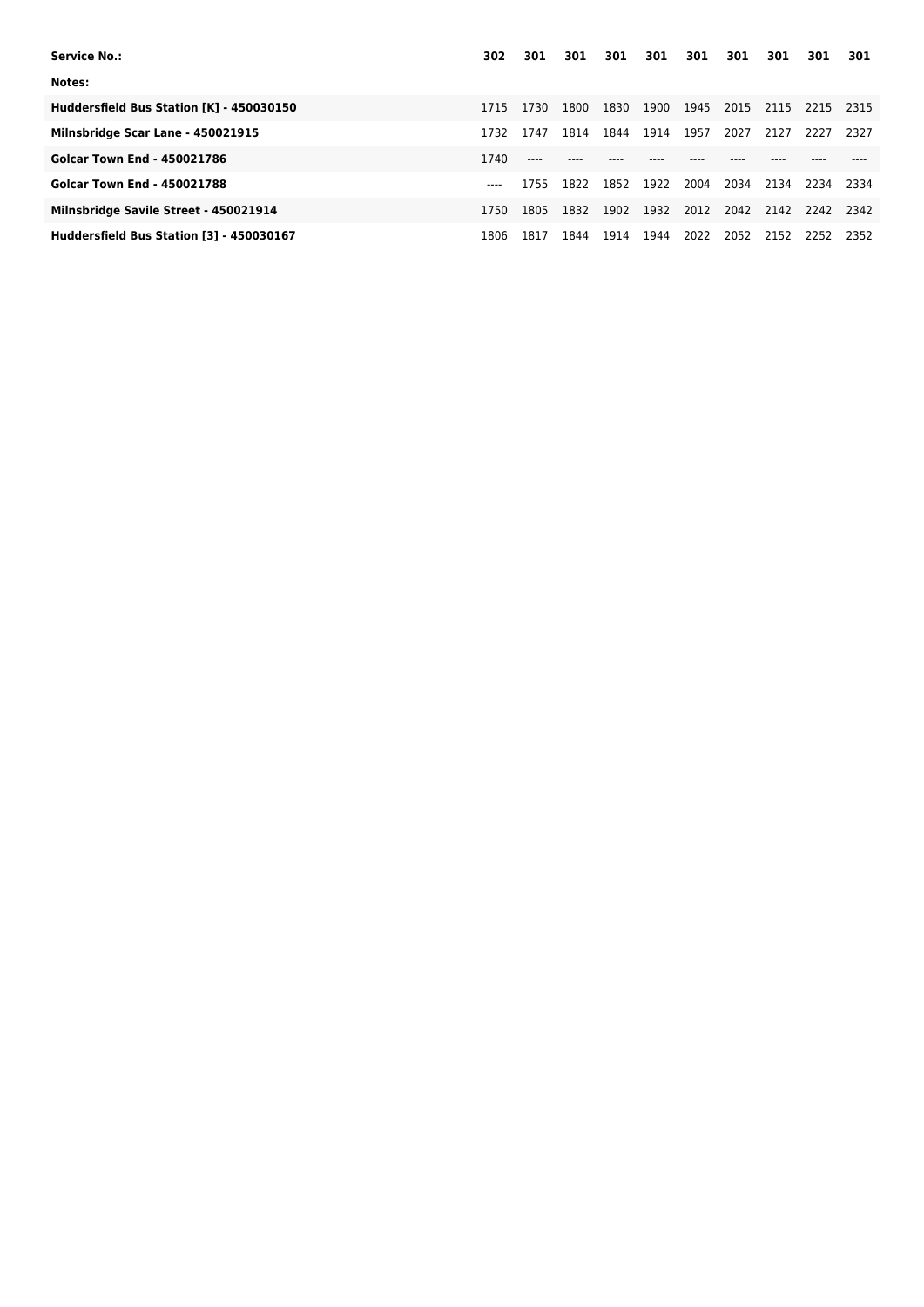| Service No.: | 302 | 301 | 301 | 301 | 301 | 301 | 301 | 301 | 301 | 301 |
|---|---|---|---|---|---|---|---|---|---|---|
| Notes: | | | | | | | | | | |
| Huddersfield Bus Station [K] - 450030150 | 1715 | 1730 | 1800 | 1830 | 1900 | 1945 | 2015 | 2115 | 2215 | 2315 |
| Milnsbridge Scar Lane - 450021915 | 1732 | 1747 | 1814 | 1844 | 1914 | 1957 | 2027 | 2127 | 2227 | 2327 |
| Golcar Town End - 450021786 | 1740 | ---- | ---- | ---- | ---- | ---- | ---- | ---- | ---- | ---- |
| Golcar Town End - 450021788 | ---- | 1755 | 1822 | 1852 | 1922 | 2004 | 2034 | 2134 | 2234 | 2334 |
| Milnsbridge Savile Street - 450021914 | 1750 | 1805 | 1832 | 1902 | 1932 | 2012 | 2042 | 2142 | 2242 | 2342 |
| Huddersfield Bus Station [3] - 450030167 | 1806 | 1817 | 1844 | 1914 | 1944 | 2022 | 2052 | 2152 | 2252 | 2352 |